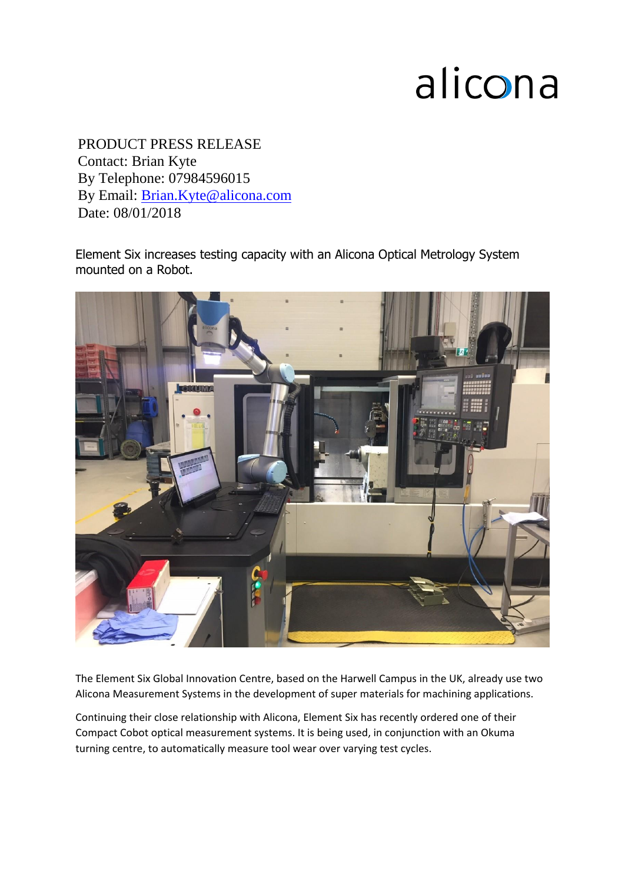alicona

PRODUCT PRESS RELEASE
Contact: Brian Kyte
By Telephone: 07984596015
By Email: [Brian.Kyte@alicona.com](mailto:Brian.Kyte@alicona.com)
Date: 08/01/2018

Element Six increases testing capacity with an Alicona Optical Metrology System mounted on a Robot.

The Element Six Global Innovation Centre, based on the Harwell Campus in the UK, already use two Alicona Measurement Systems in the development of super materials for machining applications.

Continuing their close relationship with Alicona, Element Six has recently ordered one of their Compact Cobot optical measurement systems. It is being used, in conjunction with an Okuma turning centre, to automatically measure tool wear over varying test cycles.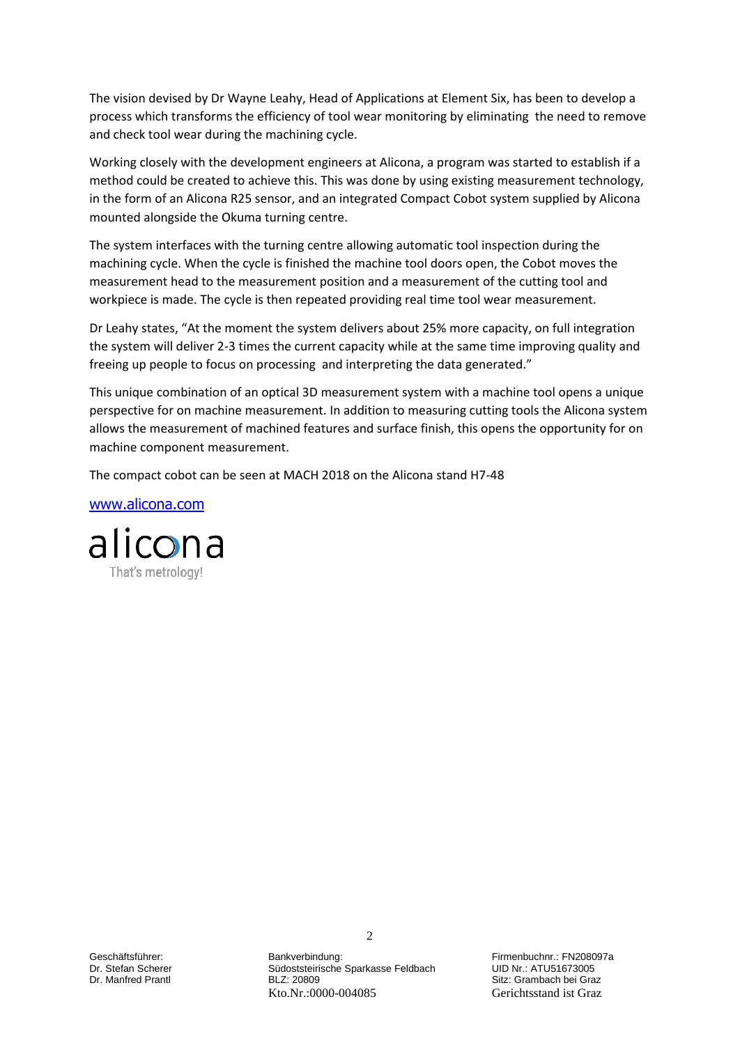The vision devised by Dr Wayne Leahy, Head of Applications at Element Six, has been to develop a process which transforms the efficiency of tool wear monitoring by eliminating the need to remove and check tool wear during the machining cycle.

Working closely with the development engineers at Alicona, a program was started to establish if a method could be created to achieve this. This was done by using existing measurement technology, in the form of an Alicona R25 sensor, and an integrated Compact Cobot system supplied by Alicona mounted alongside the Okuma turning centre.

The system interfaces with the turning centre allowing automatic tool inspection during the machining cycle. When the cycle is finished the machine tool doors open, the Cobot moves the measurement head to the measurement position and a measurement of the cutting tool and workpiece is made. The cycle is then repeated providing real time tool wear measurement.

Dr Leahy states, "At the moment the system delivers about 25% more capacity, on full integration the system will deliver 2-3 times the current capacity while at the same time improving quality and freeing up people to focus on processing and interpreting the data generated."

This unique combination of an optical 3D measurement system with a machine tool opens a unique perspective for on machine measurement. In addition to measuring cutting tools the Alicona system allows the measurement of machined features and surface finish, this opens the opportunity for on machine component measurement.

The compact cobot can be seen at MACH 2018 on the Alicona stand H7-48

[www.alicona.com](http://www.alicona.com)

alicona
That's metrology!

Geschäftsführer:
Dr. Stefan Scherer
Dr. Manfred Prantl

Bankverbindung:
Südoststeirische Sparkasse Feldbach
BLZ: 20809
Kto.Nr.:0000-004085

Firmenbuchnr.: FN208097a
UID Nr.: ATU51673005
Sitz: Grambach bei Graz
Gerichtsstand ist Graz